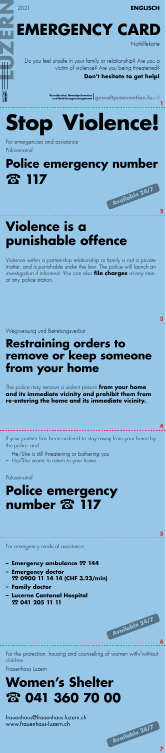2021 **ENGLISCH**

LUZERN

# EMERGENCY CARD

Nothilfekarte

Do you feel unsafe in your family or relationship? Are you a victim of violence? Are you being threatened?

**Don't hesitate to get help!**

Koordination Gewaltprävention und Bedrohungsmanagement | gewaltpraevention.lu.ch

# Stop Violence!

For emergencies and assistance

Polizeinotruf

## Police emergency number ☎ 117

Available 24/7

## Violence is a punishable offence

Violence within a partnership relationship or family is not a private matter, and is punishable under the law. The police will launch an investigation if informed. You can also **file charges** at any time at any police station.

Wegweisung und Betretungsverbot

## Restraining orders to remove or keep someone from your home

The police may remove a violent person **from your home and its immediate vicinity and prohibit them from re-entering the home and its immediate vicinity.**

If your partner has been ordered to stay away from your home by the police and

- He/She is still threatening or bothering you
- He/She wants to return to your home

Polizeinotruf

## Police emergency number ☎ 117

For emergency medical assistance

- **Emergency ambulance ☎ 144**
- **Emergency doctor ☎ 0900 11 14 14 (CHF 3.23/min)**
- **Family doctor**
- **Lucerne Cantonal Hospital ☎ 041 205 11 11**

Available 24/7

For the protection, housing and counselling of women with/without children

Frauenhaus Luzern

## Women's Shelter ☎ 041 360 70 00

frauenhaus@frauenhaus-luzern.ch
www.frauenhaus-luzern.ch

Available 24/7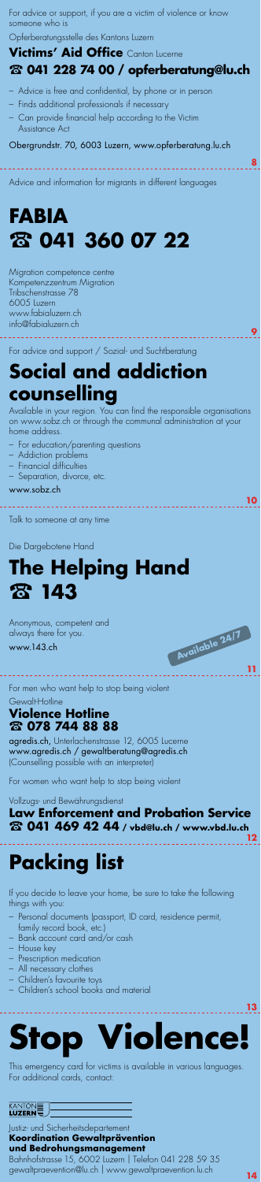For advice or support, if you are a victim of violence or know someone who is

Opferberatungsstelle des Kantons Luzern

**Victims' Aid Office** Canton Lucerne

**☎ 041 228 74 00 / opferberatung@lu.ch**

- Advice is free and confidential, by phone or in person
- Finds additional professionals if necessary
- Can provide financial help according to the Victim Assistance Act

Obergrundstr. 70, 6003 Luzern, www.opferberatung.lu.ch

Advice and information for migrants in different languages

# FABIA ☎ 041 360 07 22

Migration competence centre
Kompetenzzentrum Migration
Tribschenstrasse 78
6005 Luzern
www.fabialuzern.ch
info@fabialuzern.ch

For advice and support / Sozial- und Suchtberatung

# Social and addiction counselling

Available in your region. You can find the responsible organisations on www.sobz.ch or through the communal administration at your home address.

- For education/parenting questions
- Addiction problems
- Financial difficulties
- Separation, divorce, etc.

www.sobz.ch

Talk to someone at any time

Die Dargebotene Hand

# The Helping Hand ☎ 143

Anonymous, competent and always there for you.
www.143.ch

Available 24/7

For men who want help to stop being violent

Gewalt-Hotline

**Violence Hotline**
**☎ 078 744 88 88**

agredis.ch, Unterlachenstrasse 12, 6005 Lucerne
www.agredis.ch / gewaltberatung@agredis.ch
(Counselling possible with an interpreter)

For women who want help to stop being violent

Vollzugs- und Bewährungsdienst

**Law Enforcement and Probation Service**
**☎ 041 469 42 44 / vbd@lu.ch / www.vbd.lu.ch**

# Packing list

If you decide to leave your home, be sure to take the following things with you:

- Personal documents (passport, ID card, residence permit, family record book, etc.)
- Bank account card and/or cash
- House key
- Prescription medication
- All necessary clothes
- Children's favourite toys
- Children's school books and material

# Stop Violence!

This emergency card for victims is available in various languages. For additional cards, contact:

KANTON LUZERN

Justiz- und Sicherheitsdepartement
**Koordination Gewaltprävention und Bedrohungsmanagement**
Bahnhofstrasse 15, 6002 Luzern | Telefon 041 228 59 35
gewaltpraevention@lu.ch | www.gewaltpraevention.lu.ch